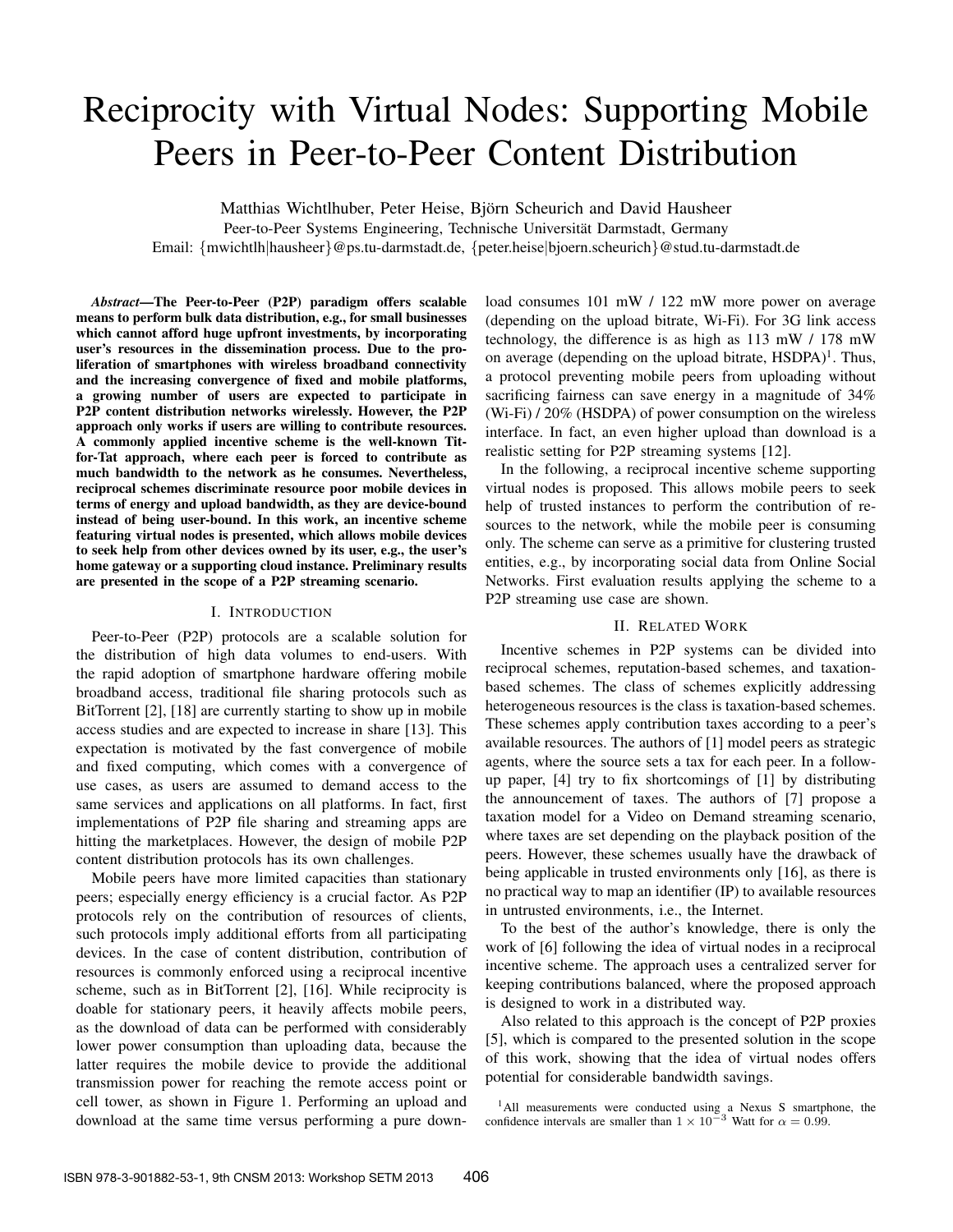# Reciprocity with Virtual Nodes: Supporting Mobile Peers in Peer-to-Peer Content Distribution

Matthias Wichtlhuber, Peter Heise, Björn Scheurich and David Hausheer

Peer-to-Peer Systems Engineering, Technische Universität Darmstadt, Germany

Email: {mwichtlh|hausheer}@ps.tu-darmstadt.de, {peter.heise|bjoern.scheurich}@stud.tu-darmstadt.de

***Abstract*—The Peer-to-Peer (P2P) paradigm offers scalable means to perform bulk data distribution, e.g., for small businesses which cannot afford huge upfront investments, by incorporating user's resources in the dissemination process. Due to the proliferation of smartphones with wireless broadband connectivity and the increasing convergence of fixed and mobile platforms, a growing number of users are expected to participate in P2P content distribution networks wirelessly. However, the P2P approach only works if users are willing to contribute resources. A commonly applied incentive scheme is the well-known Tit-for-Tat approach, where each peer is forced to contribute as much bandwidth to the network as he consumes. Nevertheless, reciprocal schemes discriminate resource poor mobile devices in terms of energy and upload bandwidth, as they are device-bound instead of being user-bound. In this work, an incentive scheme featuring virtual nodes is presented, which allows mobile devices to seek help from other devices owned by its user, e.g., the user's home gateway or a supporting cloud instance. Preliminary results are presented in the scope of a P2P streaming scenario.**

## I. Introduction

Peer-to-Peer (P2P) protocols are a scalable solution for the distribution of high data volumes to end-users. With the rapid adoption of smartphone hardware offering mobile broadband access, traditional file sharing protocols such as BitTorrent [2], [18] are currently starting to show up in mobile access studies and are expected to increase in share [13]. This expectation is motivated by the fast convergence of mobile and fixed computing, which comes with a convergence of use cases, as users are assumed to demand access to the same services and applications on all platforms. In fact, first implementations of P2P file sharing and streaming apps are hitting the marketplaces. However, the design of mobile P2P content distribution protocols has its own challenges.

Mobile peers have more limited capacities than stationary peers; especially energy efficiency is a crucial factor. As P2P protocols rely on the contribution of resources of clients, such protocols imply additional efforts from all participating devices. In the case of content distribution, contribution of resources is commonly enforced using a reciprocal incentive scheme, such as in BitTorrent [2], [16]. While reciprocity is doable for stationary peers, it heavily affects mobile peers, as the download of data can be performed with considerably lower power consumption than uploading data, because the latter requires the mobile device to provide the additional transmission power for reaching the remote access point or cell tower, as shown in Figure 1. Performing an upload and download at the same time versus performing a pure download consumes 101 mW / 122 mW more power on average (depending on the upload bitrate, Wi-Fi). For 3G link access technology, the difference is as high as 113 mW / 178 mW on average (depending on the upload bitrate, HSDPA)[1]. Thus, a protocol preventing mobile peers from uploading without sacrificing fairness can save energy in a magnitude of 34% (Wi-Fi) / 20% (HSDPA) of power consumption on the wireless interface. In fact, an even higher upload than download is a realistic setting for P2P streaming systems [12].

In the following, a reciprocal incentive scheme supporting virtual nodes is proposed. This allows mobile peers to seek help of trusted instances to perform the contribution of resources to the network, while the mobile peer is consuming only. The scheme can serve as a primitive for clustering trusted entities, e.g., by incorporating social data from Online Social Networks. First evaluation results applying the scheme to a P2P streaming use case are shown.

## II. Related Work

Incentive schemes in P2P systems can be divided into reciprocal schemes, reputation-based schemes, and taxation-based schemes. The class of schemes explicitly addressing heterogeneous resources is the class is taxation-based schemes. These schemes apply contribution taxes according to a peer's available resources. The authors of [1] model peers as strategic agents, where the source sets a tax for each peer. In a follow-up paper, [4] try to fix shortcomings of [1] by distributing the announcement of taxes. The authors of [7] propose a taxation model for a Video on Demand streaming scenario, where taxes are set depending on the playback position of the peers. However, these schemes usually have the drawback of being applicable in trusted environments only [16], as there is no practical way to map an identifier (IP) to available resources in untrusted environments, i.e., the Internet.

To the best of the author's knowledge, there is only the work of [6] following the idea of virtual nodes in a reciprocal incentive scheme. The approach uses a centralized server for keeping contributions balanced, where the proposed approach is designed to work in a distributed way.

Also related to this approach is the concept of P2P proxies [5], which is compared to the presented solution in the scope of this work, showing that the idea of virtual nodes offers potential for considerable bandwidth savings.

[1] All measurements were conducted using a Nexus S smartphone, the confidence intervals are smaller than $1 \times 10^{-3}$ Watt for $\alpha = 0.99$.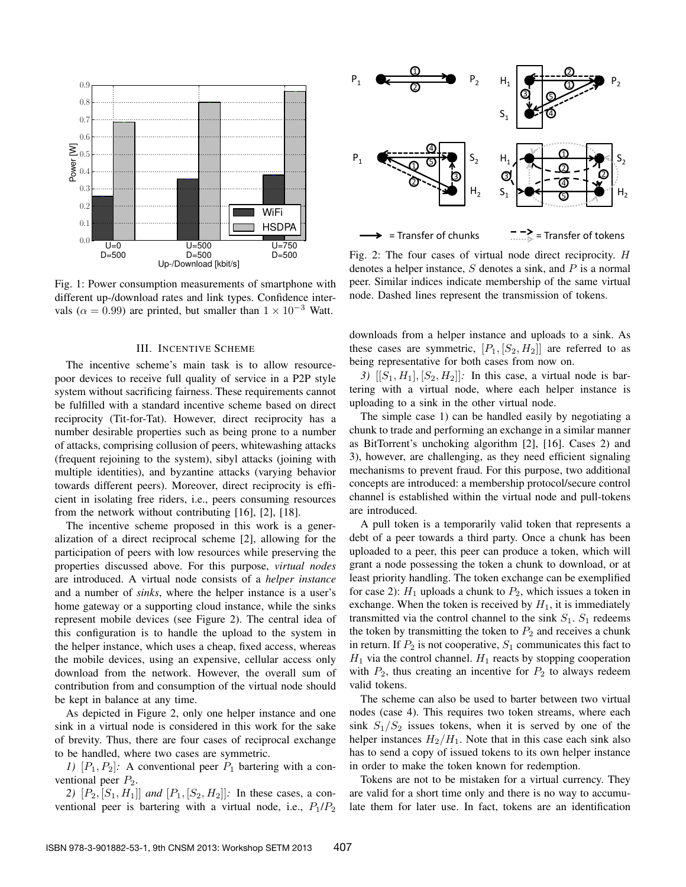Fig. 1: Power consumption measurements of smartphone with different up-/download rates and link types. Confidence intervals ($\alpha = 0.99$) are printed, but smaller than $1 \times 10^{-3}$ Watt.

## III. Incentive Scheme

The incentive scheme's main task is to allow resource-poor devices to receive full quality of service in a P2P style system without sacrificing fairness. These requirements cannot be fulfilled with a standard incentive scheme based on direct reciprocity (Tit-for-Tat). However, direct reciprocity has a number desirable properties such as being prone to a number of attacks, comprising collusion of peers, whitewashing attacks (frequent rejoining to the system), sibyl attacks (joining with multiple identities), and byzantine attacks (varying behavior towards different peers). Moreover, direct reciprocity is efficient in isolating free riders, i.e., peers consuming resources from the network without contributing [16], [2], [18].

The incentive scheme proposed in this work is a generalization of a direct reciprocal scheme [2], allowing for the participation of peers with low resources while preserving the properties discussed above. For this purpose, *virtual nodes* are introduced. A virtual node consists of a *helper instance* and a number of *sinks*, where the helper instance is a user's home gateway or a supporting cloud instance, while the sinks represent mobile devices (see Figure 2). The central idea of this configuration is to handle the upload to the system in the helper instance, which uses a cheap, fixed access, whereas the mobile devices, using an expensive, cellular access only download from the network. However, the overall sum of contribution from and consumption of the virtual node should be kept in balance at any time.

As depicted in Figure 2, only one helper instance and one sink in a virtual node is considered in this work for the sake of brevity. Thus, there are four cases of reciprocal exchange to be handled, where two cases are symmetric.

*1)* $[P_1, P_2]$*:* A conventional peer $P_1$ bartering with a conventional peer $P_2$.

*2)* $[P_2, [S_1, H_1]]$ *and* $[P_1, [S_2, H_2]]$*:* In these cases, a conventional peer is bartering with a virtual node, i.e., $P_1/P_2$

Fig. 2: The four cases of virtual node direct reciprocity. $H$ denotes a helper instance, $S$ denotes a sink, and $P$ is a normal peer. Similar indices indicate membership of the same virtual node. Dashed lines represent the transmission of tokens.

downloads from a helper instance and uploads to a sink. As these cases are symmetric, $[P_1, [S_2, H_2]]$ are referred to as being representative for both cases from now on.

*3)* $[[S_1, H_1], [S_2, H_2]]$*:* In this case, a virtual node is bartering with a virtual node, where each helper instance is uploading to a sink in the other virtual node.

The simple case 1) can be handled easily by negotiating a chunk to trade and performing an exchange in a similar manner as BitTorrent's unchoking algorithm [2], [16]. Cases 2) and 3), however, are challenging, as they need efficient signaling mechanisms to prevent fraud. For this purpose, two additional concepts are introduced: a membership protocol/secure control channel is established within the virtual node and pull-tokens are introduced.

A pull token is a temporarily valid token that represents a debt of a peer towards a third party. Once a chunk has been uploaded to a peer, this peer can produce a token, which will grant a node possessing the token a chunk to download, or at least priority handling. The token exchange can be exemplified for case 2): $H_1$ uploads a chunk to $P_2$, which issues a token in exchange. When the token is received by $H_1$, it is immediately transmitted via the control channel to the sink $S_1$. $S_1$ redeems the token by transmitting the token to $P_2$ and receives a chunk in return. If $P_2$ is not cooperative, $S_1$ communicates this fact to $H_1$ via the control channel. $H_1$ reacts by stopping cooperation with $P_2$, thus creating an incentive for $P_2$ to always redeem valid tokens.

The scheme can also be used to barter between two virtual nodes (case 4). This requires two token streams, where each sink $S_1/S_2$ issues tokens, when it is served by one of the helper instances $H_2/H_1$. Note that in this case each sink also has to send a copy of issued tokens to its own helper instance in order to make the token known for redemption.

Tokens are not to be mistaken for a virtual currency. They are valid for a short time only and there is no way to accumulate them for later use. In fact, tokens are an identification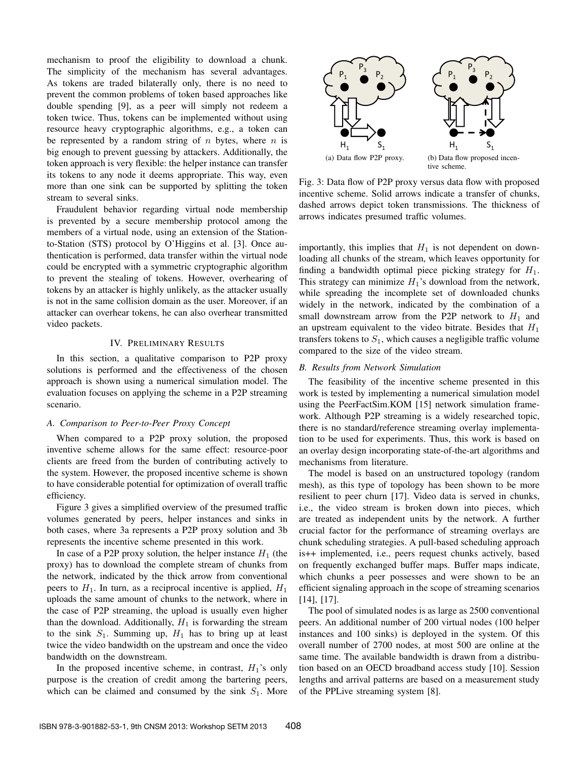mechanism to proof the eligibility to download a chunk. The simplicity of the mechanism has several advantages. As tokens are traded bilaterally only, there is no need to prevent the common problems of token based approaches like double spending [9], as a peer will simply not redeem a token twice. Thus, tokens can be implemented without using resource heavy cryptographic algorithms, e.g., a token can be represented by a random string of $n$ bytes, where $n$ is big enough to prevent guessing by attackers. Additionally, the token approach is very flexible: the helper instance can transfer its tokens to any node it deems appropriate. This way, even more than one sink can be supported by splitting the token stream to several sinks.

Fraudulent behavior regarding virtual node membership is prevented by a secure membership protocol among the members of a virtual node, using an extension of the Station-to-Station (STS) protocol by O'Higgins et al. [3]. Once authentication is performed, data transfer within the virtual node could be encrypted with a symmetric cryptographic algorithm to prevent the stealing of tokens. However, overhearing of tokens by an attacker is highly unlikely, as the attacker usually is not in the same collision domain as the user. Moreover, if an attacker can overhear tokens, he can also overhear transmitted video packets.

## IV. Preliminary Results

In this section, a qualitative comparison to P2P proxy solutions is performed and the effectiveness of the chosen approach is shown using a numerical simulation model. The evaluation focuses on applying the scheme in a P2P streaming scenario.

### A. Comparison to Peer-to-Peer Proxy Concept

When compared to a P2P proxy solution, the proposed inventive scheme allows for the same effect: resource-poor clients are freed from the burden of contributing actively to the system. However, the proposed incentive scheme is shown to have considerable potential for optimization of overall traffic efficiency.

Figure 3 gives a simplified overview of the presumed traffic volumes generated by peers, helper instances and sinks in both cases, where 3a represents a P2P proxy solution and 3b represents the incentive scheme presented in this work.

In case of a P2P proxy solution, the helper instance $H_1$ (the proxy) has to download the complete stream of chunks from the network, indicated by the thick arrow from conventional peers to $H_1$. In turn, as a reciprocal incentive is applied, $H_1$ uploads the same amount of chunks to the network, where in the case of P2P streaming, the upload is usually even higher than the download. Additionally, $H_1$ is forwarding the stream to the sink $S_1$. Summing up, $H_1$ has to bring up at least twice the video bandwidth on the upstream and once the video bandwidth on the downstream.

In the proposed incentive scheme, in contrast, $H_1$'s only purpose is the creation of credit among the bartering peers, which can be claimed and consumed by the sink $S_1$. More importantly, this implies that $H_1$ is not dependent on downloading all chunks of the stream, which leaves opportunity for finding a bandwidth optimal piece picking strategy for $H_1$. This strategy can minimize $H_1$'s download from the network, while spreading the incomplete set of downloaded chunks widely in the network, indicated by the combination of a small downstream arrow from the P2P network to $H_1$ and an upstream equivalent to the video bitrate. Besides that $H_1$ transfers tokens to $S_1$, which causes a negligible traffic volume compared to the size of the video stream.

(a) Data flow P2P proxy. (b) Data flow proposed incentive scheme.

Fig. 3: Data flow of P2P proxy versus data flow with proposed incentive scheme. Solid arrows indicate a transfer of chunks, dashed arrows depict token transmissions. The thickness of arrows indicates presumed traffic volumes.

### B. Results from Network Simulation

The feasibility of the incentive scheme presented in this work is tested by implementing a numerical simulation model using the PeerFactSim.KOM [15] network simulation framework. Although P2P streaming is a widely researched topic, there is no standard/reference streaming overlay implementation to be used for experiments. Thus, this work is based on an overlay design incorporating state-of-the-art algorithms and mechanisms from literature.

The model is based on an unstructured topology (random mesh), as this type of topology has been shown to be more resilient to peer churn [17]. Video data is served in chunks, i.e., the video stream is broken down into pieces, which are treated as independent units by the network. A further crucial factor for the performance of streaming overlays are chunk scheduling strategies. A pull-based scheduling approach is++ implemented, i.e., peers request chunks actively, based on frequently exchanged buffer maps. Buffer maps indicate, which chunks a peer possesses and were shown to be an efficient signaling approach in the scope of streaming scenarios [14], [17].

The pool of simulated nodes is as large as 2500 conventional peers. An additional number of 200 virtual nodes (100 helper instances and 100 sinks) is deployed in the system. Of this overall number of 2700 nodes, at most 500 are online at the same time. The available bandwidth is drawn from a distribution based on an OECD broadband access study [10]. Session lengths and arrival patterns are based on a measurement study of the PPLive streaming system [8].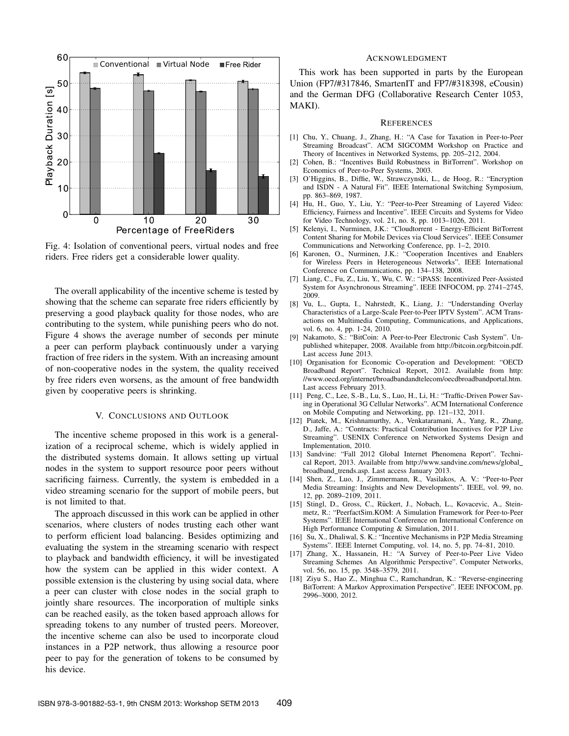60

50

40

30

20

10

0

Playback Duration [s]

Conventional

Virtual Node

Free Rider

0

10

20

30

Percentage of FreeRiders

Fig. 4: Isolation of conventional peers, virtual nodes and free riders. Free riders get a considerable lower quality.

The overall applicability of the incentive scheme is tested by showing that the scheme can separate free riders efficiently by preserving a good playback quality for those nodes, who are contributing to the system, while punishing peers who do not. Figure 4 shows the average number of seconds per minute a peer can perform playback continuously under a varying fraction of free riders in the system. With an increasing amount of non-cooperative nodes in the system, the quality received by free riders even worsens, as the amount of free bandwidth given by cooperative peers is shrinking.

## V. Conclusions and Outlook

The incentive scheme proposed in this work is a generalization of a reciprocal scheme, which is widely applied in the distributed systems domain. It allows setting up virtual nodes in the system to support resource poor peers without sacrificing fairness. Currently, the system is embedded in a video streaming scenario for the support of mobile peers, but is not limited to that.

The approach discussed in this work can be applied in other scenarios, where clusters of nodes trusting each other want to perform efficient load balancing. Besides optimizing and evaluating the system in the streaming scenario with respect to playback and bandwidth efficiency, it will be investigated how the system can be applied in this wider context. A possible extension is the clustering by using social data, where a peer can cluster with close nodes in the social graph to jointly share resources. The incorporation of multiple sinks can be reached easily, as the token based approach allows for spreading tokens to any number of trusted peers. Moreover, the incentive scheme can also be used to incorporate cloud instances in a P2P network, thus allowing a resource poor peer to pay for the generation of tokens to be consumed by his device.

## Acknowledgment

This work has been supported in parts by the European Union (FP7/#317846, SmartenIT and FP7/#318398, eCousin) and the German DFG (Collaborative Research Center 1053, MAKI).

## References

[1] Chu, Y., Chuang, J., Zhang, H.: "A Case for Taxation in Peer-to-Peer Streaming Broadcast". ACM SIGCOMM Workshop on Practice and Theory of Incentives in Networked Systems, pp. 205–212, 2004.

[2] Cohen, B.: "Incentives Build Robustness in BitTorrent". Workshop on Economics of Peer-to-Peer Systems, 2003.

[3] O'Higgins, B., Diffie, W., Strawczynski, L., de Hoog, R.: "Encryption and ISDN - A Natural Fit". IEEE International Switching Symposium, pp. 863–869, 1987.

[4] Hu, H., Guo, Y., Liu, Y.: "Peer-to-Peer Streaming of Layered Video: Efficiency, Fairness and Incentive". IEEE Circuits and Systems for Video for Video Technology, vol. 21, no. 8, pp. 1013–1026, 2011.

[5] Kelenyi, I., Nurminen, J.K.: "Cloudtorrent - Energy-Efficient BitTorrent Content Sharing for Mobile Devices via Cloud Services". IEEE Consumer Communications and Networking Conference, pp. 1–2, 2010.

[6] Karonen, O., Nurminen, J.K.: "Cooperation Incentives and Enablers for Wireless Peers in Heterogeneous Networks". IEEE International Conference on Communications, pp. 134–138, 2008.

[7] Liang, C., Fu, Z., Liu, Y., Wu, C. W.: "iPASS: Incentivized Peer-Assisted System for Asynchronous Streaming". IEEE INFOCOM, pp. 2741–2745, 2009.

[8] Vu, L., Gupta, I., Nahrstedt, K., Liang, J.: "Understanding Overlay Characteristics of a Large-Scale Peer-to-Peer IPTV System". ACM Transactions on Multimedia Computing, Communications, and Applications, vol. 6, no. 4, pp. 1-24, 2010.

[9] Nakamoto, S.: "BitCoin: A Peer-to-Peer Electronic Cash System". Unpublished whitepaper, 2008. Available from http://bitcoin.org/bitcoin.pdf. Last access June 2013.

[10] Organisation for Economic Co-operation and Development: "OECD Broadband Report". Technical Report, 2012. Available from http://www.oecd.org/internet/broadbandandtelecom/oecdbroadbandportal.htm. Last access February 2013.

[11] Peng, C., Lee, S.-B., Lu, S., Luo, H., Li, H.: "Traffic-Driven Power Saving in Operational 3G Cellular Networks". ACM International Conference on Mobile Computing and Networking, pp. 121–132, 2011.

[12] Piatek, M., Krishnamurthy, A., Venkataramani, A., Yang, R., Zhang, D., Jaffe, A.: "Contracts: Practical Contribution Incentives for P2P Live Streaming". USENIX Conference on Networked Systems Design and Implementation, 2010.

[13] Sandvine: "Fall 2012 Global Internet Phenomena Report". Technical Report, 2013. Available from http://www.sandvine.com/news/global_broadband_trends.asp. Last access January 2013.

[14] Shen, Z., Luo, J., Zimmermann, R., Vasilakos, A. V.: "Peer-to-Peer Media Streaming: Insights and New Developments". IEEE, vol. 99, no. 12, pp. 2089–2109, 2011.

[15] Stingl, D., Gross, C., Rückert, J., Nobach, L., Kovacevic, A., Steinmetz, R.: "PeerfactSim.KOM: A Simulation Framework for Peer-to-Peer Systems". IEEE International Conference on International Conference on High Performance Computing & Simulation, 2011.

[16] Su, X., Dhaliwal, S. K.: "Incentive Mechanisms in P2P Media Streaming Systems". IEEE Internet Computing, vol. 14, no. 5, pp. 74–81, 2010.

[17] Zhang, X., Hassanein, H.: "A Survey of Peer-to-Peer Live Video Streaming Schemes An Algorithmic Perspective". Computer Networks, vol. 56, no. 15, pp. 3548–3579, 2011.

[18] Ziyu S., Hao Z., Minghua C., Ramchandran, K.: "Reverse-engineering BitTorrent: A Markov Approximation Perspective". IEEE INFOCOM, pp. 2996–3000, 2012.